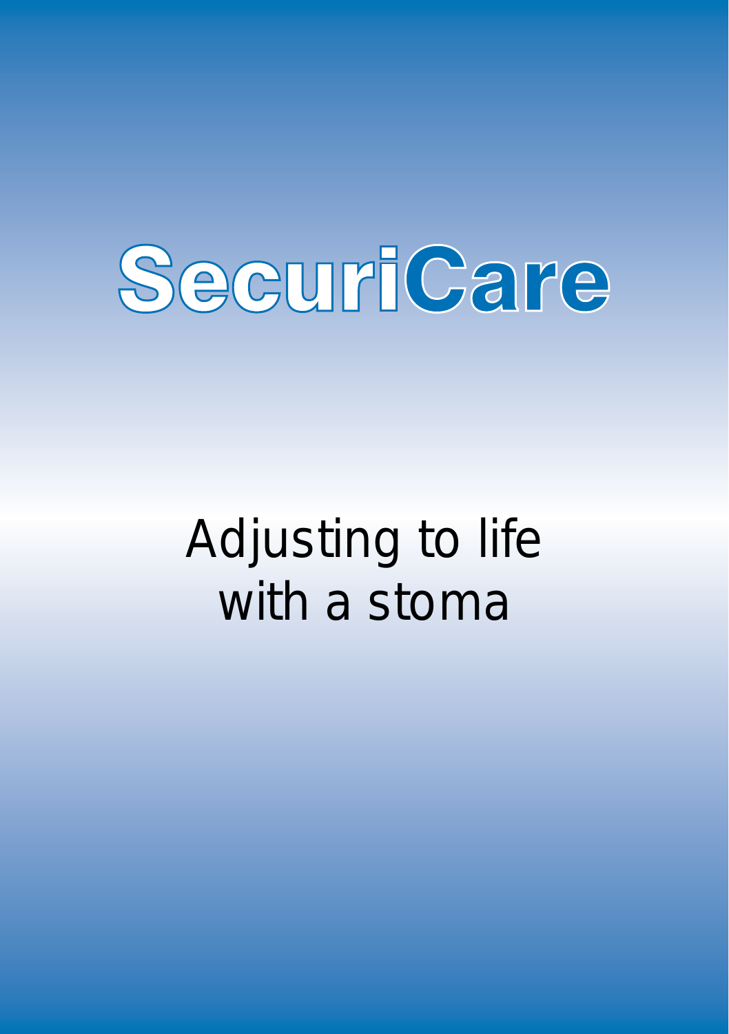# SecuriCare

## Adjusting to life with a stoma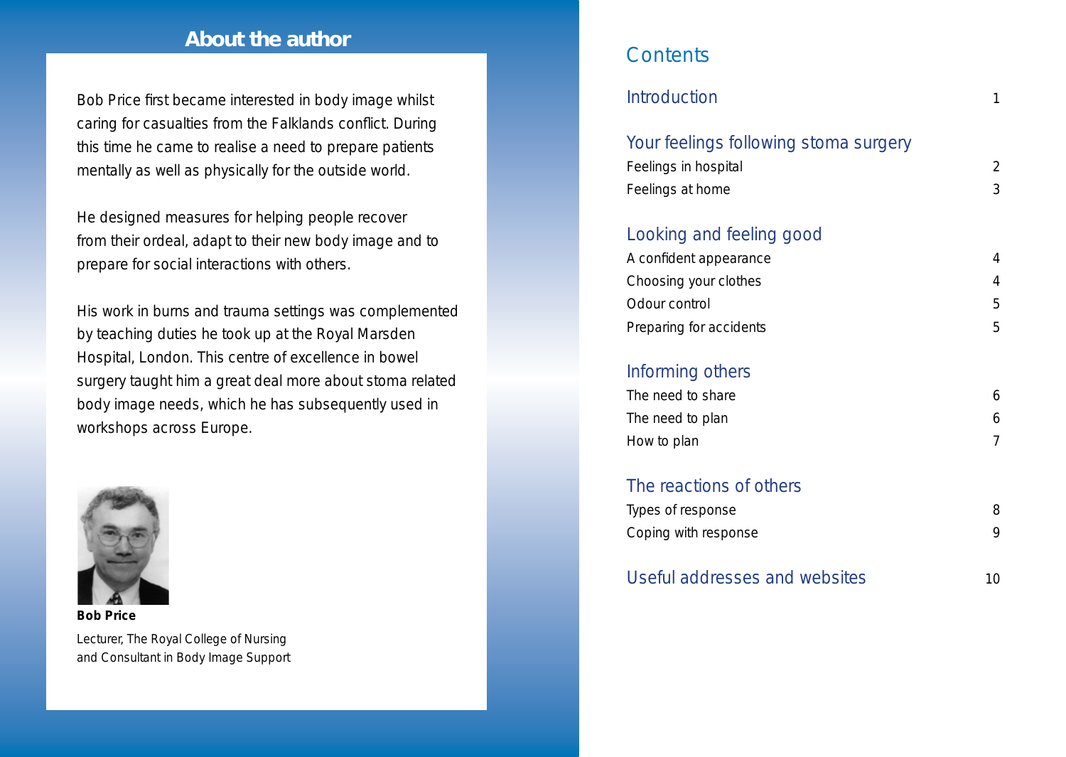## About the author

Bob Price first became interested in body image whilst caring for casualties from the Falklands conflict. During this time he came to realise a need to prepare patients mentally as well as physically for the outside world.

He designed measures for helping people recover from their ordeal, adapt to their new body image and to prepare for social interactions with others.

His work in burns and trauma settings was complemented by teaching duties he took up at the Royal Marsden Hospital, London. This centre of excellence in bowel surgery taught him a great deal more about stoma related body image needs, which he has subsequently used in workshops across Europe.

**Bob Price**

Lecturer, The Royal College of Nursing and Consultant in Body Image Support

## Contents

| | |
|---|---|
| **Introduction** | 1 |
| **Your feelings following stoma surgery** | |
| Feelings in hospital | 2 |
| Feelings at home | 3 |
| **Looking and feeling good** | |
| A confident appearance | 4 |
| Choosing your clothes | 4 |
| Odour control | 5 |
| Preparing for accidents | 5 |
| **Informing others** | |
| The need to share | 6 |
| The need to plan | 6 |
| How to plan | 7 |
| **The reactions of others** | |
| Types of response | 8 |
| Coping with response | 9 |
| **Useful addresses and websites** | 10 |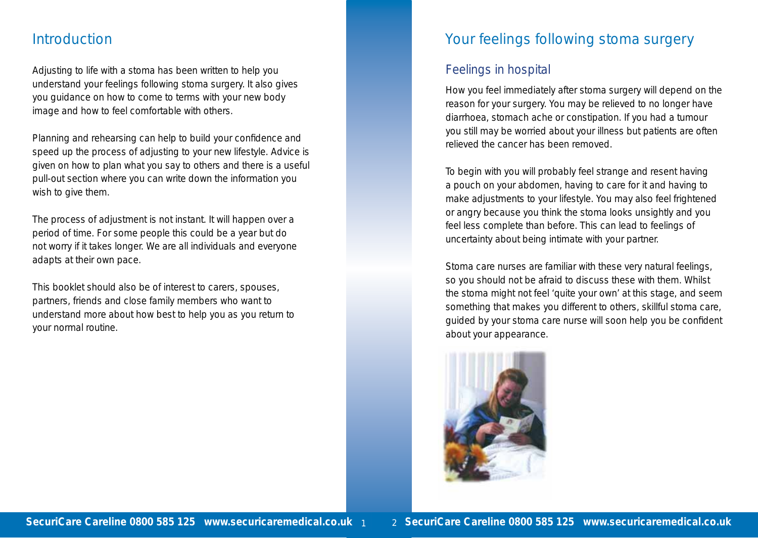# Introduction

Adjusting to life with a stoma has been written to help you understand your feelings following stoma surgery. It also gives you guidance on how to come to terms with your new body image and how to feel comfortable with others.

Planning and rehearsing can help to build your confidence and speed up the process of adjusting to your new lifestyle. Advice is given on how to plan what you say to others and there is a useful pull-out section where you can write down the information you wish to give them.

The process of adjustment is not instant. It will happen over a period of time. For some people this could be a year but do not worry if it takes longer. We are all individuals and everyone adapts at their own pace.

This booklet should also be of interest to carers, spouses, partners, friends and close family members who want to understand more about how best to help you as you return to your normal routine.

# Your feelings following stoma surgery

## Feelings in hospital

How you feel immediately after stoma surgery will depend on the reason for your surgery. You may be relieved to no longer have diarrhoea, stomach ache or constipation. If you had a tumour you still may be worried about your illness but patients are often relieved the cancer has been removed.

To begin with you will probably feel strange and resent having a pouch on your abdomen, having to care for it and having to make adjustments to your lifestyle. You may also feel frightened or angry because you think the stoma looks unsightly and you feel less complete than before. This can lead to feelings of uncertainty about being intimate with your partner.

Stoma care nurses are familiar with these very natural feelings, so you should not be afraid to discuss these with them. Whilst the stoma might not feel ‘quite your own’ at this stage, and seem something that makes you different to others, skillful stoma care, guided by your stoma care nurse will soon help you be confident about your appearance.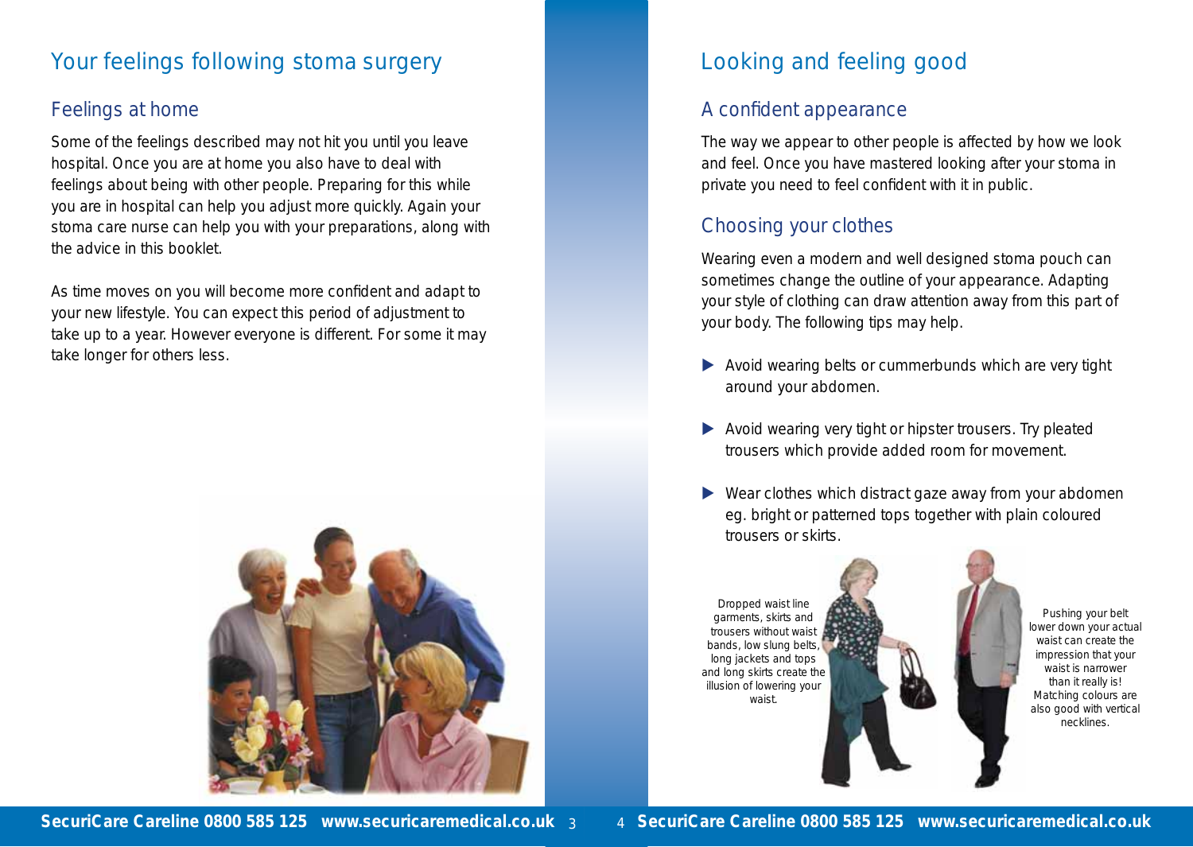## Your feelings following stoma surgery

### Feelings at home

Some of the feelings described may not hit you until you leave hospital. Once you are at home you also have to deal with feelings about being with other people. Preparing for this while you are in hospital can help you adjust more quickly. Again your stoma care nurse can help you with your preparations, along with the advice in this booklet.

As time moves on you will become more confident and adapt to your new lifestyle. You can expect this period of adjustment to take up to a year. However everyone is different. For some it may take longer for others less.

## Looking and feeling good

### A confident appearance

The way we appear to other people is affected by how we look and feel. Once you have mastered looking after your stoma in private you need to feel confident with it in public.

### Choosing your clothes

Wearing even a modern and well designed stoma pouch can sometimes change the outline of your appearance. Adapting your style of clothing can draw attention away from this part of your body. The following tips may help.

- Avoid wearing belts or cummerbunds which are very tight around your abdomen.
- Avoid wearing very tight or hipster trousers. Try pleated trousers which provide added room for movement.
- Wear clothes which distract gaze away from your abdomen eg. bright or patterned tops together with plain coloured trousers or skirts.

Dropped waist line garments, skirts and trousers without waist bands, low slung belts, long jackets and tops and long skirts create the illusion of lowering your waist.

Pushing your belt lower down your actual waist can create the impression that your waist is narrower than it really is! Matching colours are also good with vertical necklines.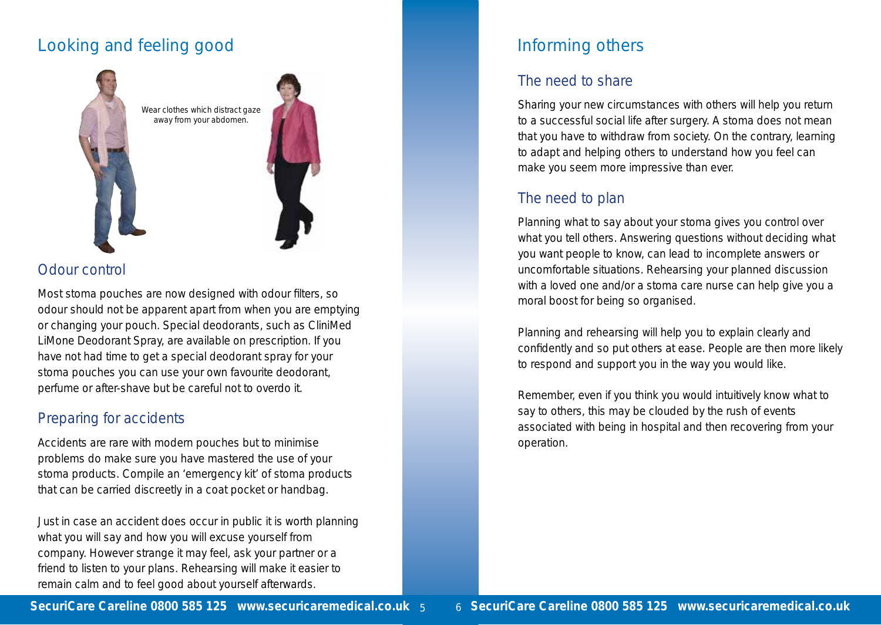## Looking and feeling good

Wear clothes which distract gaze away from your abdomen.

### Odour control

Most stoma pouches are now designed with odour filters, so odour should not be apparent apart from when you are emptying or changing your pouch. Special deodorants, such as CliniMed LiMone Deodorant Spray, are available on prescription. If you have not had time to get a special deodorant spray for your stoma pouches you can use your own favourite deodorant, perfume or after-shave but be careful not to overdo it.

### Preparing for accidents

Accidents are rare with modern pouches but to minimise problems do make sure you have mastered the use of your stoma products. Compile an 'emergency kit' of stoma products that can be carried discreetly in a coat pocket or handbag.

Just in case an accident does occur in public it is worth planning what you will say and how you will excuse yourself from company. However strange it may feel, ask your partner or a friend to listen to your plans. Rehearsing will make it easier to remain calm and to feel good about yourself afterwards.

## Informing others

### The need to share

Sharing your new circumstances with others will help you return to a successful social life after surgery. A stoma does not mean that you have to withdraw from society. On the contrary, learning to adapt and helping others to understand how you feel can make you seem more impressive than ever.

### The need to plan

Planning what to say about your stoma gives you control over what you tell others. Answering questions without deciding what you want people to know, can lead to incomplete answers or uncomfortable situations. Rehearsing your planned discussion with a loved one and/or a stoma care nurse can help give you a moral boost for being so organised.

Planning and rehearsing will help you to explain clearly and confidently and so put others at ease. People are then more likely to respond and support you in the way you would like.

Remember, even if you think you would intuitively know what to say to others, this may be clouded by the rush of events associated with being in hospital and then recovering from your operation.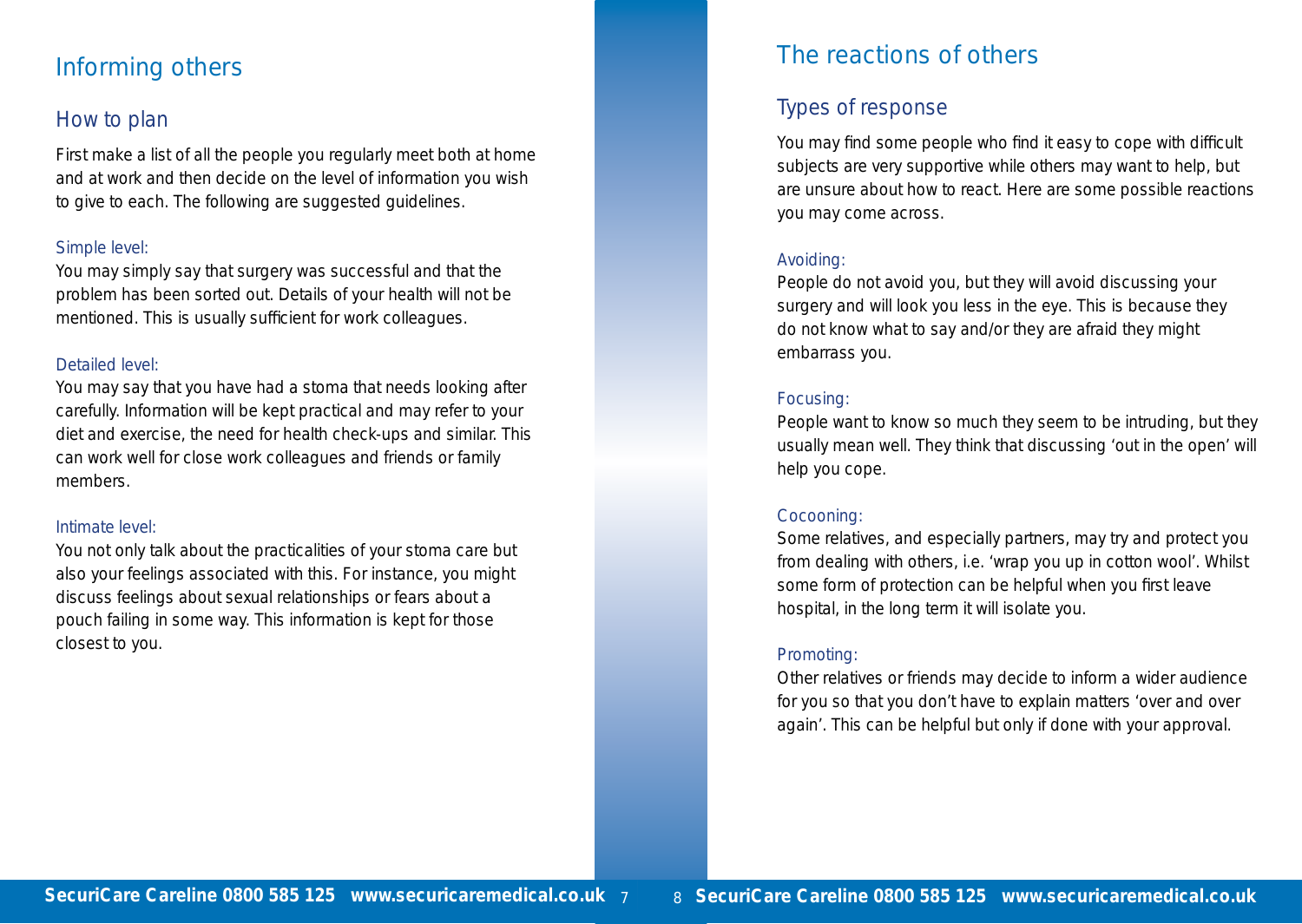# Informing others

## How to plan

First make a list of all the people you regularly meet both at home and at work and then decide on the level of information you wish to give to each. The following are suggested guidelines.

### Simple level:

You may simply say that surgery was successful and that the problem has been sorted out. Details of your health will not be mentioned. This is usually sufficient for work colleagues.

### Detailed level:

You may say that you have had a stoma that needs looking after carefully. Information will be kept practical and may refer to your diet and exercise, the need for health check-ups and similar. This can work well for close work colleagues and friends or family members.

### Intimate level:

You not only talk about the practicalities of your stoma care but also your feelings associated with this. For instance, you might discuss feelings about sexual relationships or fears about a pouch failing in some way. This information is kept for those closest to you.

# The reactions of others

## Types of response

You may find some people who find it easy to cope with difficult subjects are very supportive while others may want to help, but are unsure about how to react. Here are some possible reactions you may come across.

### Avoiding:

People do not avoid you, but they will avoid discussing your surgery and will look you less in the eye. This is because they do not know what to say and/or they are afraid they might embarrass you.

### Focusing:

People want to know so much they seem to be intruding, but they usually mean well. They think that discussing 'out in the open' will help you cope.

### Cocooning:

Some relatives, and especially partners, may try and protect you from dealing with others, i.e. 'wrap you up in cotton wool'. Whilst some form of protection can be helpful when you first leave hospital, in the long term it will isolate you.

### Promoting:

Other relatives or friends may decide to inform a wider audience for you so that you don't have to explain matters 'over and over again'. This can be helpful but only if done with your approval.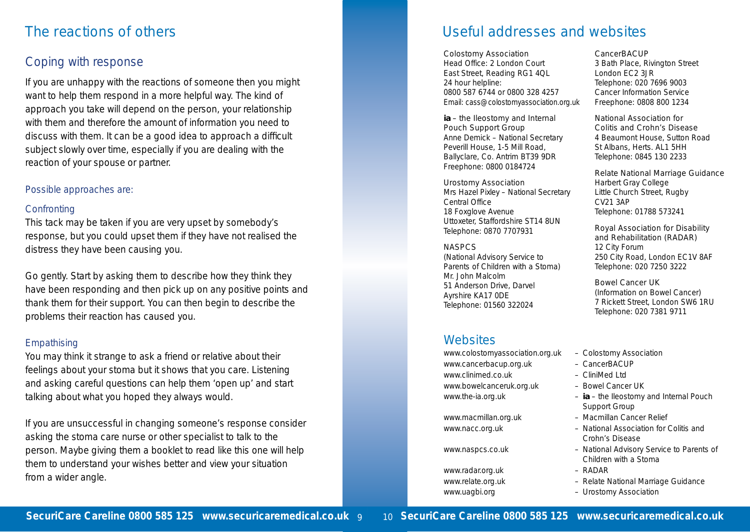# The reactions of others

## Coping with response

If you are unhappy with the reactions of someone then you might want to help them respond in a more helpful way. The kind of approach you take will depend on the person, your relationship with them and therefore the amount of information you need to discuss with them. It can be a good idea to approach a difficult subject slowly over time, especially if you are dealing with the reaction of your spouse or partner.

### Possible approaches are:

#### Confronting

This tack may be taken if you are very upset by somebody's response, but you could upset them if they have not realised the distress they have been causing you.

Go gently. Start by asking them to describe how they think they have been responding and then pick up on any positive points and thank them for their support. You can then begin to describe the problems their reaction has caused you.

#### Empathising

You may think it strange to ask a friend or relative about their feelings about your stoma but it shows that you care. Listening and asking careful questions can help them 'open up' and start talking about what you hoped they always would.

If you are unsuccessful in changing someone's response consider asking the stoma care nurse or other specialist to talk to the person. Maybe giving them a booklet to read like this one will help them to understand your wishes better and view your situation from a wider angle.

# Useful addresses and websites

Colostomy Association
Head Office: 2 London Court
East Street, Reading RG1 4QL
24 hour helpline:
0800 587 6744 or 0800 328 4257
Email: cass@colostomyassociation.org.uk

**ia** – the Ileostomy and Internal Pouch Support Group
Anne Demick – National Secretary
Peverill House, 1-5 Mill Road,
Ballyclare, Co. Antrim BT39 9DR
Freephone: 0800 0184724

Urostomy Association
Mrs Hazel Pixley – National Secretary
Central Office
18 Foxglove Avenue
Uttoxeter, Staffordshire ST14 8UN
Telephone: 0870 7707931

NASPCS
(National Advisory Service to Parents of Children with a Stoma)
Mr. John Malcolm
51 Anderson Drive, Darvel
Ayrshire KA17 0DE
Telephone: 01560 322024

CancerBACUP
3 Bath Place, Rivington Street
London EC2 3JR
Telephone: 020 7696 9003
Cancer Information Service
Freephone: 0808 800 1234

National Association for Colitis and Crohn's Disease
4 Beaumont House, Sutton Road
St Albans, Herts. AL1 5HH
Telephone: 0845 130 2233

Relate National Marriage Guidance
Harbert Gray College
Little Church Street, Rugby
CV21 3AP
Telephone: 01788 573241

Royal Association for Disability and Rehabilitation (RADAR)
12 City Forum
250 City Road, London EC1V 8AF
Telephone: 020 7250 3222

Bowel Cancer UK
(Information on Bowel Cancer)
7 Rickett Street, London SW6 1RU
Telephone: 020 7381 9711

## Websites

www.colostomyassociation.org.uk – Colostomy Association
www.cancerbacup.org.uk – CancerBACUP
www.clinimed.co.uk – CliniMed Ltd
www.bowelcanceruk.org.uk – Bowel Cancer UK
www.the-ia.org.uk – **ia** – the Ileostomy and Internal Pouch Support Group
www.macmillan.org.uk – Macmillan Cancer Relief
www.nacc.org.uk – National Association for Colitis and Crohn's Disease
www.naspcs.co.uk – National Advisory Service to Parents of Children with a Stoma
www.radar.org.uk – RADAR
www.relate.org.uk – Relate National Marriage Guidance
www.uagbi.org – Urostomy Association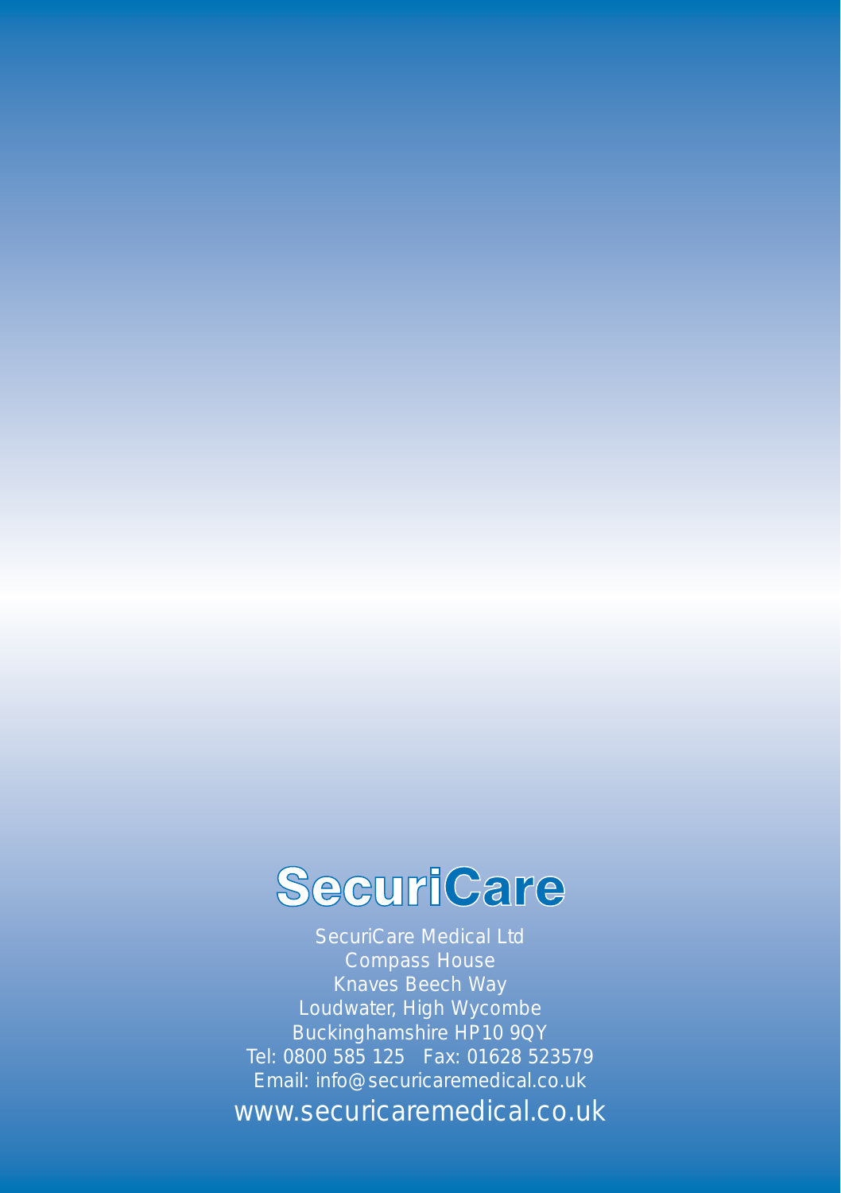# SecuriCare

SecuriCare Medical Ltd
Compass House
Knaves Beech Way
Loudwater, High Wycombe
Buckinghamshire HP10 9QY
Tel: 0800 585 125   Fax: 01628 523579
Email: info@securicaremedical.co.uk
www.securicaremedical.co.uk